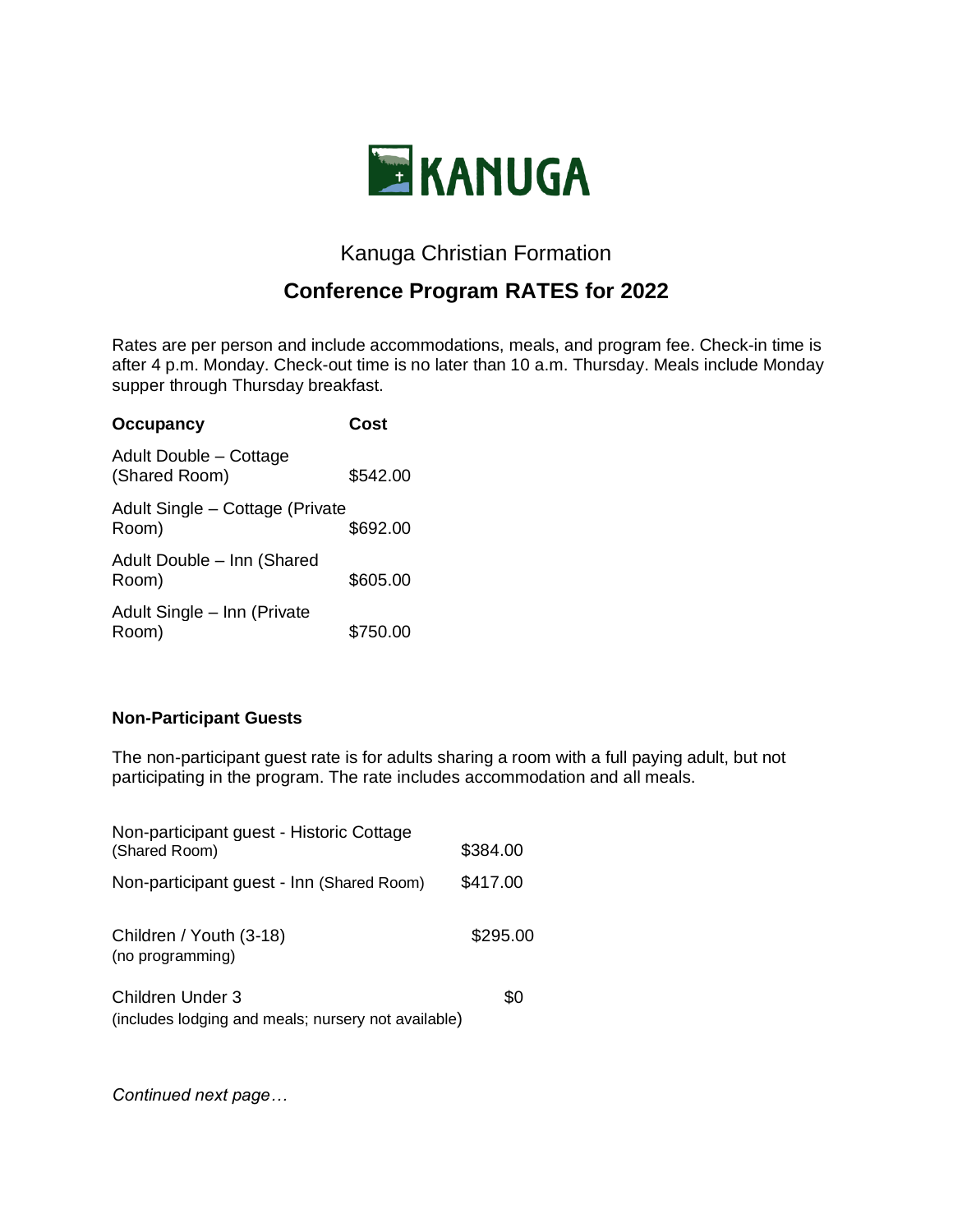KANUGA

## Kanuga Christian Formation

# Conference Program RATES for 2022

Rates are per person and include accommodations, meals, and program fee. Check-in time is after 4 p.m. Monday. Check-out time is no later than 10 a.m. Thursday. Meals include Monday supper through Thursday breakfast.

| Occupancy | Cost |
|---|---|
| Adult Double – Cottage (Shared Room) | $542.00 |
| Adult Single – Cottage (Private Room) | $692.00 |
| Adult Double – Inn (Shared Room) | $605.00 |
| Adult Single – Inn (Private Room) | $750.00 |

**Non-Participant Guests**

The non-participant guest rate is for adults sharing a room with a full paying adult, but not participating in the program. The rate includes accommodation and all meals.

| | |
|---|---|
| Non-participant guest - Historic Cottage (Shared Room) | $384.00 |
| Non-participant guest - Inn (Shared Room) | $417.00 |
| Children / Youth (3-18) (no programming) | $295.00 |
| Children Under 3 (includes lodging and meals; nursery not available) | $0 |

*Continued next page…*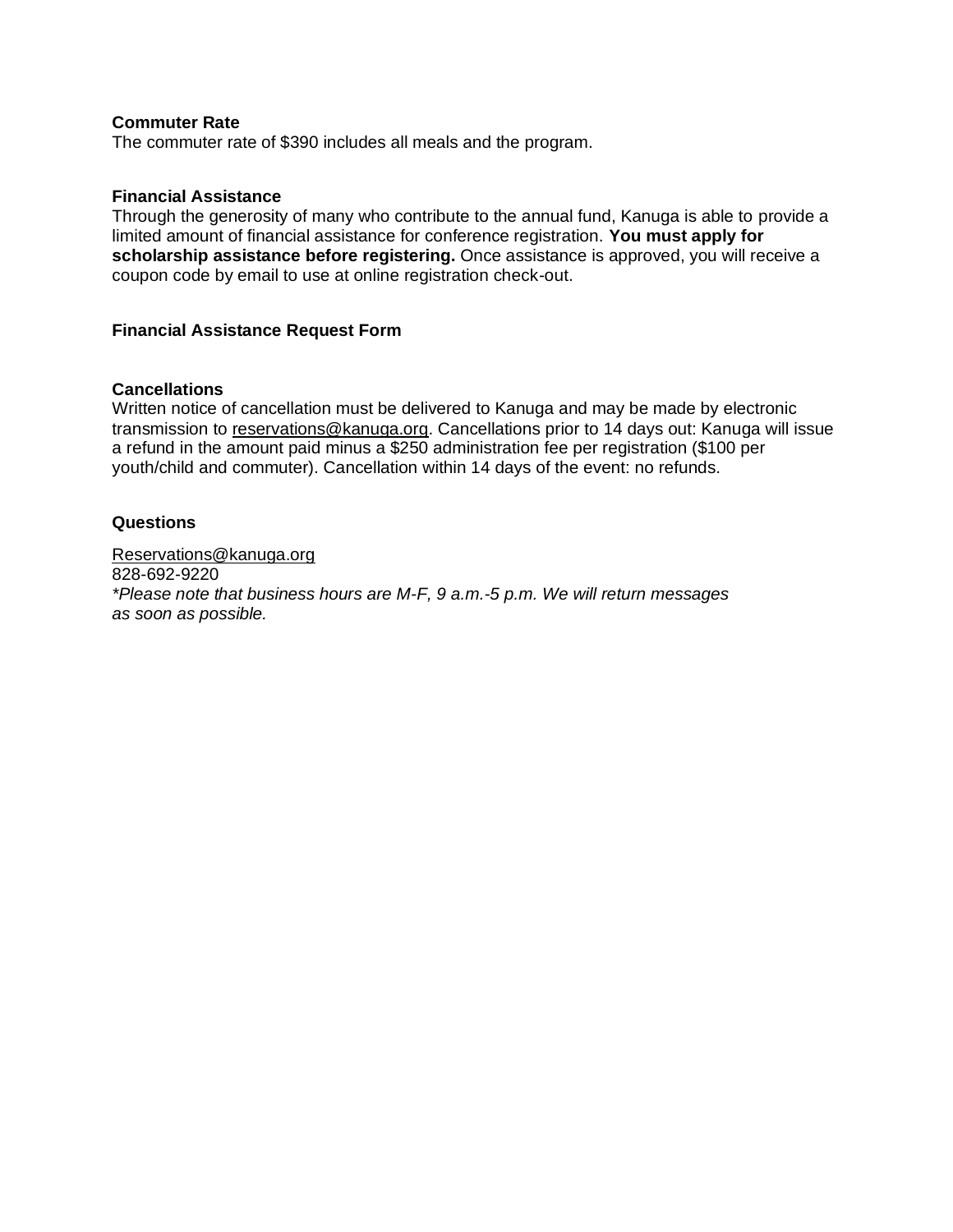**Commuter Rate**
The commuter rate of $390 includes all meals and the program.

**Financial Assistance**
Through the generosity of many who contribute to the annual fund, Kanuga is able to provide a limited amount of financial assistance for conference registration. **You must apply for scholarship assistance before registering.** Once assistance is approved, you will receive a coupon code by email to use at online registration check-out.

**Financial Assistance Request Form**

**Cancellations**
Written notice of cancellation must be delivered to Kanuga and may be made by electronic transmission to reservations@kanuga.org. Cancellations prior to 14 days out: Kanuga will issue a refund in the amount paid minus a $250 administration fee per registration ($100 per youth/child and commuter). Cancellation within 14 days of the event: no refunds.

**Questions**

Reservations@kanuga.org
828-692-9220
*Please note that business hours are M-F, 9 a.m.-5 p.m. We will return messages as soon as possible.*